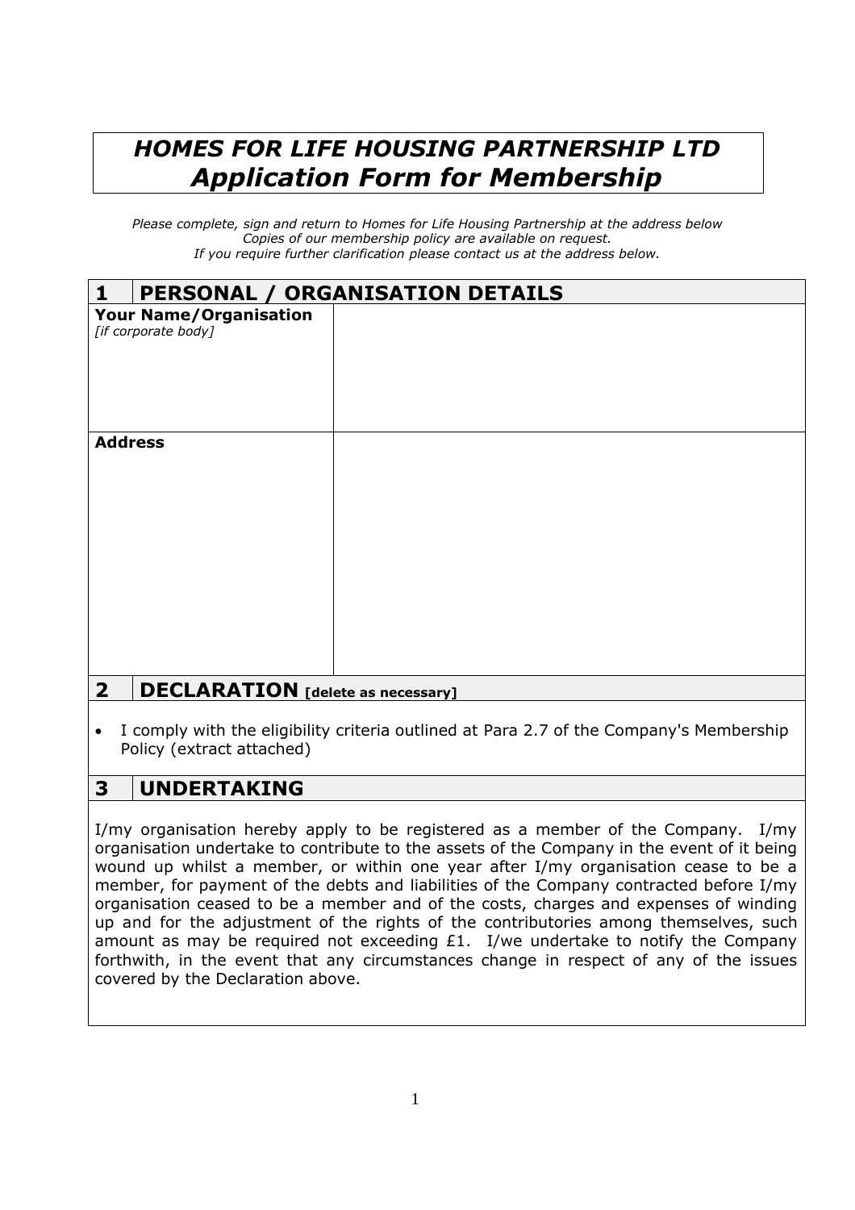# *HOMES FOR LIFE HOUSING PARTNERSHIP LTD*
## *Application Form for Membership*

*Please complete, sign and return to Homes for Life Housing Partnership at the address below*
*Copies of our membership policy are available on request.*
*If you require further clarification please contact us at the address below.*

| 1 | PERSONAL / ORGANISATION DETAILS |
|---|---|
| **Your Name/Organisation** *[if corporate body]* | |
| **Address** | |

## 2 DECLARATION [delete as necessary]

- I comply with the eligibility criteria outlined at Para 2.7 of the Company's Membership Policy (extract attached)

## 3 UNDERTAKING

I/my organisation hereby apply to be registered as a member of the Company. I/my organisation undertake to contribute to the assets of the Company in the event of it being wound up whilst a member, or within one year after I/my organisation cease to be a member, for payment of the debts and liabilities of the Company contracted before I/my organisation ceased to be a member and of the costs, charges and expenses of winding up and for the adjustment of the rights of the contributories among themselves, such amount as may be required not exceeding £1. I/we undertake to notify the Company forthwith, in the event that any circumstances change in respect of any of the issues covered by the Declaration above.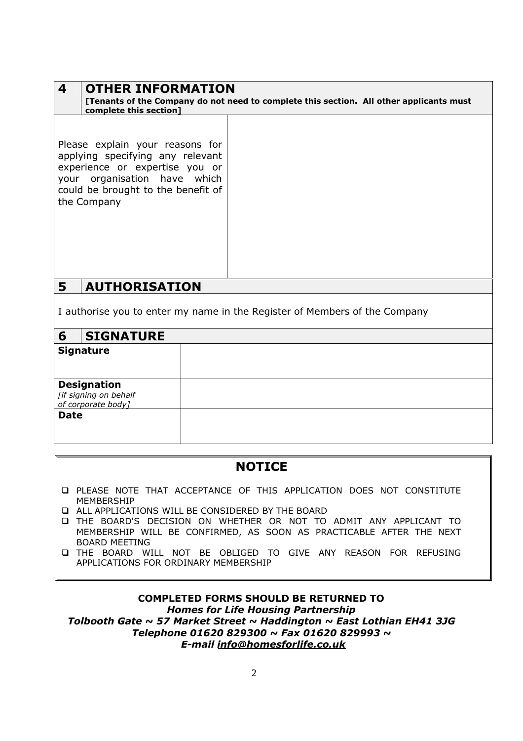## 4 OTHER INFORMATION

**[Tenants of the Company do not need to complete this section. All other applicants must complete this section]**

| Please explain your reasons for applying specifying any relevant experience or expertise you or your organisation have which could be brought to the benefit of the Company | |
|---|---|

## 5 AUTHORISATION

I authorise you to enter my name in the Register of Members of the Company

## 6 SIGNATURE

| | |
|---|---|
| **Signature** | |
| **Designation** *[if signing on behalf of corporate body]* | |
| **Date** | |

## NOTICE

- PLEASE NOTE THAT ACCEPTANCE OF THIS APPLICATION DOES NOT CONSTITUTE MEMBERSHIP
- ALL APPLICATIONS WILL BE CONSIDERED BY THE BOARD
- THE BOARD'S DECISION ON WHETHER OR NOT TO ADMIT ANY APPLICANT TO MEMBERSHIP WILL BE CONFIRMED, AS SOON AS PRACTICABLE AFTER THE NEXT BOARD MEETING
- THE BOARD WILL NOT BE OBLIGED TO GIVE ANY REASON FOR REFUSING APPLICATIONS FOR ORDINARY MEMBERSHIP

**COMPLETED FORMS SHOULD BE RETURNED TO**

***Homes for Life Housing Partnership***

***Tolbooth Gate ~ 57 Market Street ~ Haddington ~ East Lothian EH41 3JG***

***Telephone 01620 829300 ~ Fax 01620 829993 ~***

***E-mail info@homesforlife.co.uk***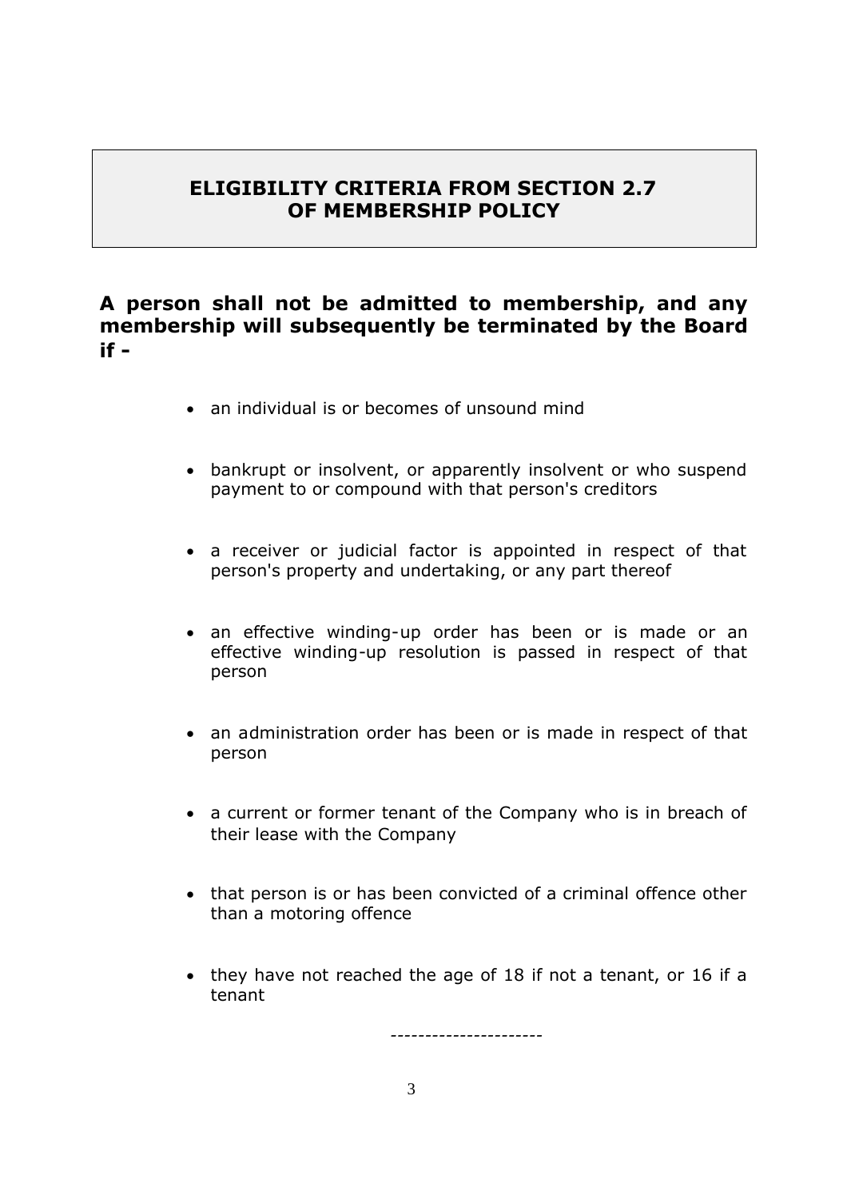## ELIGIBILITY CRITERIA FROM SECTION 2.7 OF MEMBERSHIP POLICY

**A person shall not be admitted to membership, and any membership will subsequently be terminated by the Board if -**

- an individual is or becomes of unsound mind
- bankrupt or insolvent, or apparently insolvent or who suspend payment to or compound with that person's creditors
- a receiver or judicial factor is appointed in respect of that person's property and undertaking, or any part thereof
- an effective winding-up order has been or is made or an effective winding-up resolution is passed in respect of that person
- an administration order has been or is made in respect of that person
- a current or former tenant of the Company who is in breach of their lease with the Company
- that person is or has been convicted of a criminal offence other than a motoring offence
- they have not reached the age of 18 if not a tenant, or 16 if a tenant

----------------------